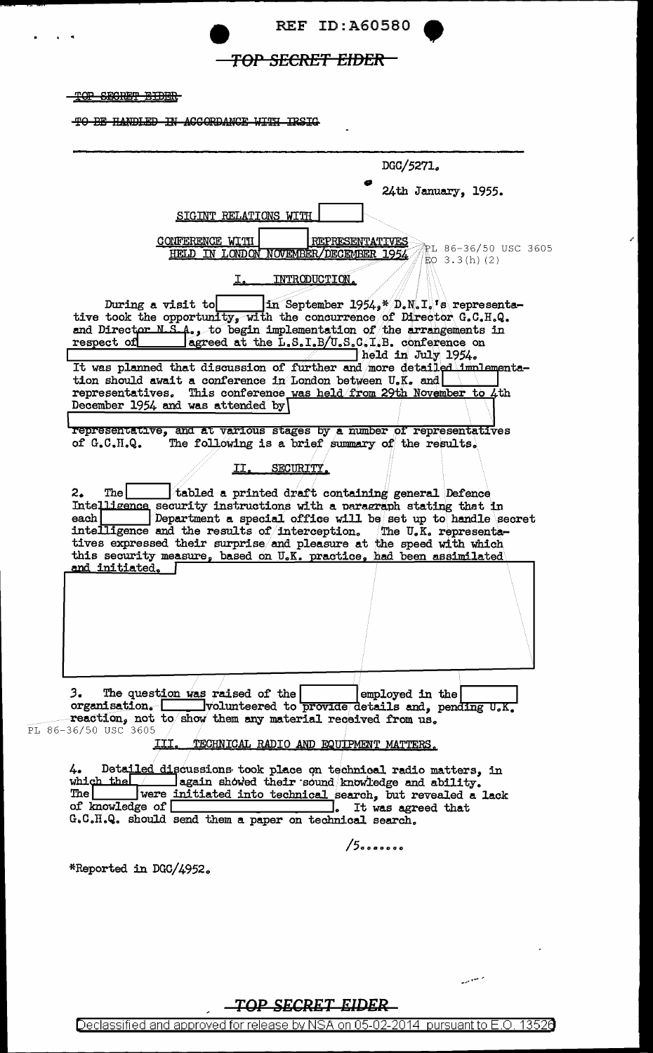TOP SECRET EIDER

~~TOP SECRET EIDER~~

~~TO BE HANDLED IN ACCORDANCE WITH IRSIG~~

DGC/5271.

24th January, 1955.

SIGINT RELATIONS WITH [redacted]

CONFERENCE WITH [redacted] REPRESENTATIVES HELD IN LONDON NOVEMBER/DECEMBER 1954

PL 86-36/50 USC 3605
EO 3.3(h)(2)

## I. INTRODUCTION.

During a visit to [redacted] in September 1954,* D.N.I.'s representative took the opportunity, with the concurrence of Director G.C.H.Q. and Director N.S.A., to begin implementation of the arrangements in respect of [redacted] agreed at the L.S.I.B/U.S.C.I.B. conference on [redacted] held in July 1954. It was planned that discussion of further and more detailed implementation should await a conference in London between U.K. and [redacted] representatives. This conference was held from 29th November to 4th December 1954 and was attended by [redacted] representative, and at various stages by a number of representatives of G.C.H.Q. The following is a brief summary of the results.

## II. SECURITY.

2. The [redacted] tabled a printed draft containing general Defence Intelligence security instructions with a paragraph stating that in each [redacted] Department a special office will be set up to handle secret intelligence and the results of interception. The U.K. representatives expressed their surprise and pleasure at the speed with which this security measure, based on U.K. practice, had been assimilated and initiated. [redacted]

3. The question was raised of the [redacted] employed in the [redacted] organisation. [redacted] volunteered to provide details and, pending U.K. reaction, not to show them any material received from us.

PL 86-36/50 USC 3605

## III. TECHNICAL RADIO AND EQUIPMENT MATTERS.

4. Detailed discussions took place on technical radio matters, in which the [redacted] again showed their sound knowledge and ability. The [redacted] were initiated into technical search, but revealed a lack of knowledge of [redacted]. It was agreed that G.C.H.Q. should send them a paper on technical search.

/5.......

*Reported in DGC/4952.

TOP SECRET EIDER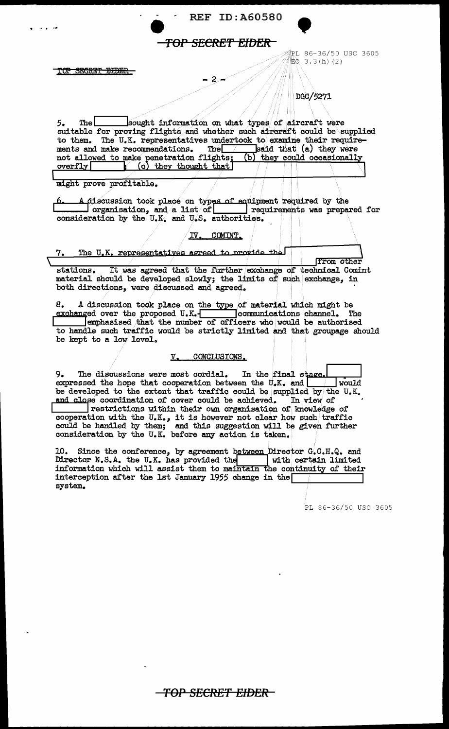REF ID:A60580

TOP SECRET EIDER

PL 86-36/50 USC 3605
EO 3.3(h)(2)

TOP SECRET EIDER

DGC/5271

5. The [ ] sought information on what types of aircraft were suitable for proving flights and whether such aircraft could be supplied to them. The U.K. representatives undertook to examine their requirements and make recommendations. The [ ] said that (a) they were not allowed to make penetration flights; (b) they could occasionally overfly [ ]; (c) they thought that [ ] might prove profitable.

6. A discussion took place on types of equipment required by the [ ] organisation, and a list of [ ] requirements was prepared for consideration by the U.K. and U.S. authorities.

## IV. COMINT.

7. The U.K. representatives agreed to provide the [ ] from other stations. It was agreed that the further exchange of technical Comint material should be developed slowly; the limits of such exchange, in both directions, were discussed and agreed.

8. A discussion took place on the type of material which might be exchanged over the proposed U.K.-[ ] communications channel. The [ ] emphasised that the number of officers who would be authorised to handle such traffic would be strictly limited and that groupage should be kept to a low level.

## V. CONCLUSIONS.

9. The discussions were most cordial. In the final stage, [ ] expressed the hope that cooperation between the U.K. and [ ] would be developed to the extent that traffic could be supplied by the U.K. and close coordination of cover could be achieved. In view of [ ] restrictions within their own organisation of knowledge of cooperation with the U.K., it is however not clear how such traffic could be handled by them; and this suggestion will be given further consideration by the U.K. before any action is taken.

10. Since the conference, by agreement between Director G.C.H.Q. and Director N.S.A. the U.K. has provided the [ ] with certain limited information which will assist them to maintain the continuity of their interception after the 1st January 1955 change in the [ ] system.

PL 86-36/50 USC 3605

TOP SECRET EIDER